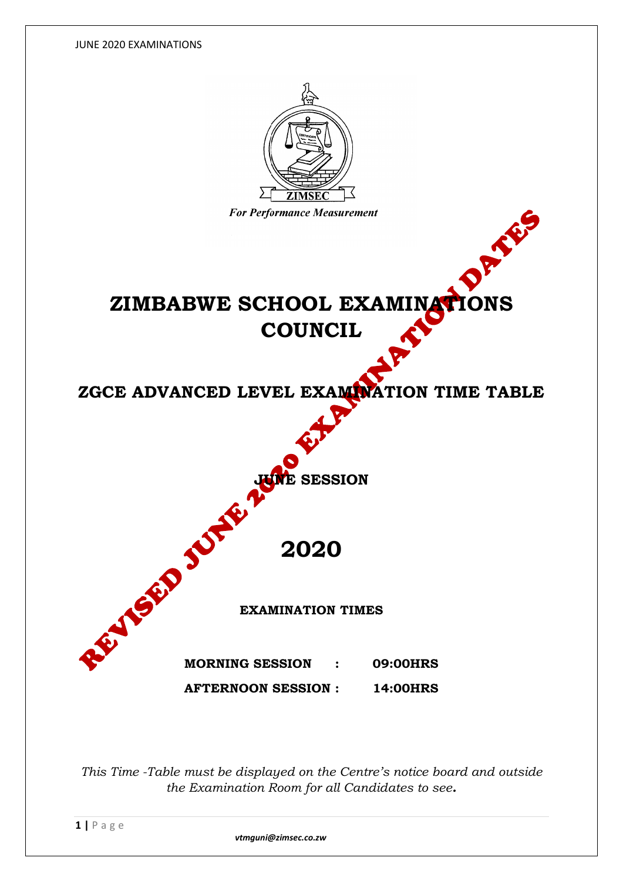ZIMSEC

*For Performance Measurement*

REVISED JUNE 2020 EXAMINATION DATES

# ZIMBABWE SCHOOL EXAMINATIONS COUNCIL

## ZGCE ADVANCED LEVEL EXAMINATION TIME TABLE

### JUNE SESSION

# 2020

**EXAMINATION TIMES**

**MORNING SESSION : 09:00HRS**

**AFTERNOON SESSION : 14:00HRS**

*This Time -Table must be displayed on the Centre's notice board and outside the Examination Room for all Candidates to see.*

*vtmguni@zimsec.co.zw*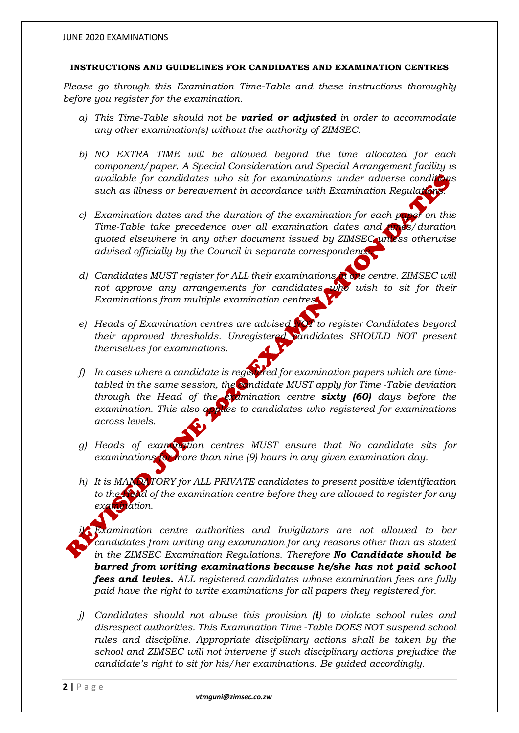**INSTRUCTIONS AND GUIDELINES FOR CANDIDATES AND EXAMINATION CENTRES**

*Please go through this Examination Time-Table and these instructions thoroughly before you register for the examination.*

a) *This Time-Table should not be **varied or adjusted** in order to accommodate any other examination(s) without the authority of ZIMSEC.*

b) *NO EXTRA TIME will be allowed beyond the time allocated for each component/paper. A Special Consideration and Special Arrangement facility is available for candidates who sit for examinations under adverse conditions such as illness or bereavement in accordance with Examination Regulations.*

c) *Examination dates and the duration of the examination for each paper on this Time-Table take precedence over all examination dates and times/duration quoted elsewhere in any other document issued by ZIMSEC unless otherwise advised officially by the Council in separate correspondence.*

d) *Candidates MUST register for ALL their examinations in one centre. ZIMSEC will not approve any arrangements for candidates who wish to sit for their Examinations from multiple examination centres.*

e) *Heads of Examination centres are advised NOT to register Candidates beyond their approved thresholds. Unregistered candidates SHOULD NOT present themselves for examinations.*

f) *In cases where a candidate is registered for examination papers which are time-tabled in the same session, the candidate MUST apply for Time -Table deviation through the Head of the examination centre **sixty (60)** days before the examination. This also applies to candidates who registered for examinations across levels.*

g) *Heads of examination centres MUST ensure that No candidate sits for examinations for more than nine (9) hours in any given examination day.*

h) *It is MANDATORY for ALL PRIVATE candidates to present positive identification to the Head of the examination centre before they are allowed to register for any examination.*

i) *Examination centre authorities and Invigilators are not allowed to bar candidates from writing any examination for any reasons other than as stated in the ZIMSEC Examination Regulations. Therefore **No Candidate should be barred from writing examinations because he/she has not paid school fees and levies.** ALL registered candidates whose examination fees are fully paid have the right to write examinations for all papers they registered for.*

j) *Candidates should not abuse this provision (**i**) to violate school rules and disrespect authorities. This Examination Time -Table DOES NOT suspend school rules and discipline. Appropriate disciplinary actions shall be taken by the school and ZIMSEC will not intervene if such disciplinary actions prejudice the candidate's right to sit for his/her examinations. Be guided accordingly.*

REVISED JUNE 2020 EXAMINATION DATES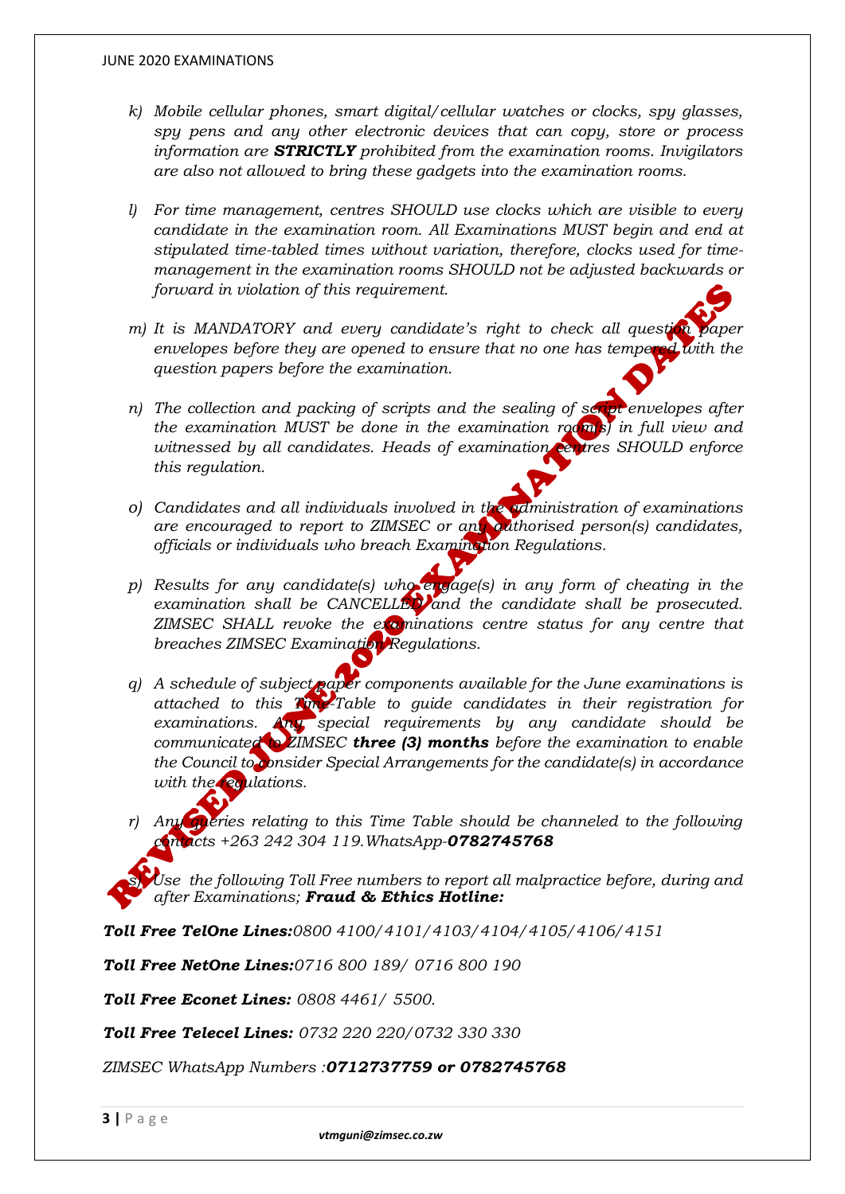*k) Mobile cellular phones, smart digital/cellular watches or clocks, spy glasses, spy pens and any other electronic devices that can copy, store or process information are **STRICTLY** prohibited from the examination rooms. Invigilators are also not allowed to bring these gadgets into the examination rooms.*

*l) For time management, centres SHOULD use clocks which are visible to every candidate in the examination room. All Examinations MUST begin and end at stipulated time-tabled times without variation, therefore, clocks used for time-management in the examination rooms SHOULD not be adjusted backwards or forward in violation of this requirement.*

*m) It is MANDATORY and every candidate's right to check all question paper envelopes before they are opened to ensure that no one has tempered with the question papers before the examination.*

*n) The collection and packing of scripts and the sealing of script envelopes after the examination MUST be done in the examination room(s) in full view and witnessed by all candidates. Heads of examination centres SHOULD enforce this regulation.*

*o) Candidates and all individuals involved in the administration of examinations are encouraged to report to ZIMSEC or any authorised person(s) candidates, officials or individuals who breach Examination Regulations.*

*p) Results for any candidate(s) who engage(s) in any form of cheating in the examination shall be CANCELLED and the candidate shall be prosecuted. ZIMSEC SHALL revoke the examinations centre status for any centre that breaches ZIMSEC Examination Regulations.*

*q) A schedule of subject paper components available for the June examinations is attached to this Time-Table to guide candidates in their registration for examinations. Any special requirements by any candidate should be communicated to ZIMSEC **three (3) months** before the examination to enable the Council to consider Special Arrangements for the candidate(s) in accordance with the regulations.*

*r) Any queries relating to this Time Table should be channeled to the following contacts +263 242 304 119.WhatsApp-**0782745768***

*s) Use the following Toll Free numbers to report all malpractice before, during and after Examinations; **Fraud & Ethics Hotline:***

***Toll Free TelOne Lines:**0800 4100/4101/4103/4104/4105/4106/4151*

***Toll Free NetOne Lines:**0716 800 189/ 0716 800 190*

***Toll Free Econet Lines:** 0808 4461/ 5500.*

***Toll Free Telecel Lines:** 0732 220 220/0732 330 330*

*ZIMSEC WhatsApp Numbers :**0712737759 or 0782745768***

REVISED JUNE 2020 EXAMINATION DATES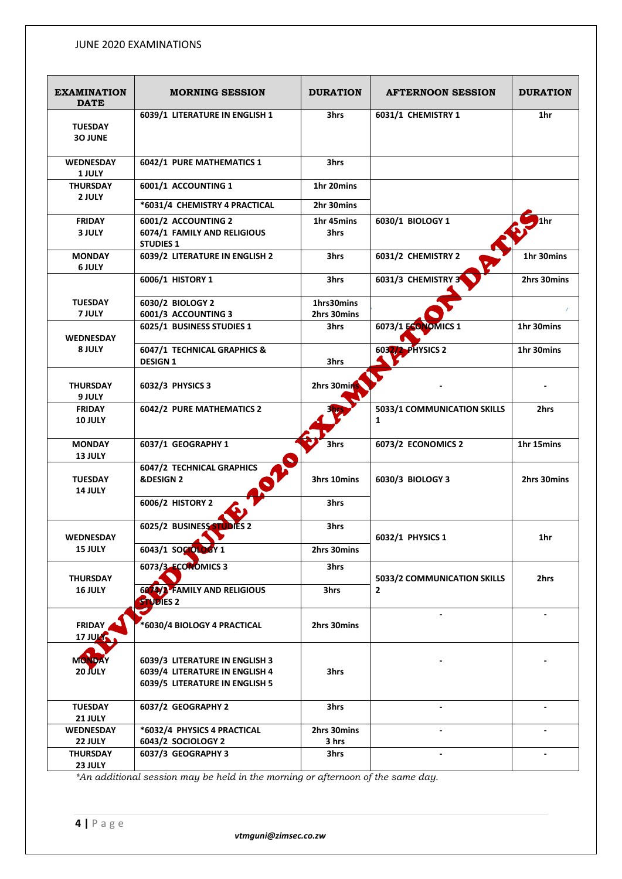JUNE 2020 EXAMINATIONS

REVISED JUNE 2020 EXAMINATION DATES

| EXAMINATION DATE | MORNING SESSION | DURATION | AFTERNOON SESSION | DURATION |
|---|---|---|---|---|
| TUESDAY 3O JUNE | 6039/1 LITERATURE IN ENGLISH 1 | 3hrs | 6031/1 CHEMISTRY 1 | 1hr |
| WEDNESDAY 1 JULY | 6042/1 PURE MATHEMATICS 1 | 3hrs | | |
| THURSDAY 2 JULY | 6001/1 ACCOUNTING 1 | 1hr 20mins | | |
| | *6031/4 CHEMISTRY 4 PRACTICAL | 2hr 30mins | | |
| FRIDAY 3 JULY | 6001/2 ACCOUNTING 2<br>6074/1 FAMILY AND RELIGIOUS STUDIES 1 | 1hr 45mins<br>3hrs | 6030/1 BIOLOGY 1 | 1hr |
| MONDAY 6 JULY | 6039/2 LITERATURE IN ENGLISH 2 | 3hrs | 6031/2 CHEMISTRY 2 | 1hr 30mins |
| TUESDAY 7 JULY | 6006/1 HISTORY 1 | 3hrs | 6031/3 CHEMISTRY 3 | 2hrs 30mins |
| | 6030/2 BIOLOGY 2<br>6001/3 ACCOUNTING 3 | 1hrs30mins<br>2hrs 30mins | | |
| WEDNESDAY 8 JULY | 6025/1 BUSINESS STUDIES 1 | 3hrs | 6073/1 ECONOMICS 1 | 1hr 30mins |
| | 6047/1 TECHNICAL GRAPHICS & DESIGN 1 | 3hrs | 6032/2 PHYSICS 2 | 1hr 30mins |
| THURSDAY 9 JULY | 6032/3 PHYSICS 3 | 2hrs 30mins | - | - |
| FRIDAY 10 JULY | 6042/2 PURE MATHEMATICS 2 | 3hrs | 5033/1 COMMUNICATION SKILLS 1 | 2hrs |
| MONDAY 13 JULY | 6037/1 GEOGRAPHY 1 | 3hrs | 6073/2 ECONOMICS 2 | 1hr 15mins |
| TUESDAY 14 JULY | 6047/2 TECHNICAL GRAPHICS &DESIGN 2 | 3hrs 10mins | 6030/3 BIOLOGY 3 | 2hrs 30mins |
| | 6006/2 HISTORY 2 | 3hrs | | |
| WEDNESDAY 15 JULY | 6025/2 BUSINESS STUDIES 2 | 3hrs | 6032/1 PHYSICS 1 | 1hr |
| | 6043/1 SOCIOLOGY 1 | 2hrs 30mins | | |
| THURSDAY 16 JULY | 6073/3 ECONOMICS 3 | 3hrs | 5033/2 COMMUNICATION SKILLS 2 | 2hrs |
| | 6074/2 FAMILY AND RELIGIOUS STUDIES 2 | 3hrs | | |
| FRIDAY 17 JULY | *6030/4 BIOLOGY 4 PRACTICAL | 2hrs 30mins | - | - |
| MONDAY 20 JULY | 6039/3 LITERATURE IN ENGLISH 3<br>6039/4 LITERATURE IN ENGLISH 4<br>6039/5 LITERATURE IN ENGLISH 5 | 3hrs | - | - |
| TUESDAY 21 JULY | 6037/2 GEOGRAPHY 2 | 3hrs | - | - |
| WEDNESDAY 22 JULY | *6032/4 PHYSICS 4 PRACTICAL<br>6043/2 SOCIOLOGY 2 | 2hrs 30mins<br>3 hrs | - | - |
| THURSDAY 23 JULY | 6037/3 GEOGRAPHY 3 | 3hrs | - | - |

*An additional session may be held in the morning or afternoon of the same day.*

vtmguni@zimsec.co.zw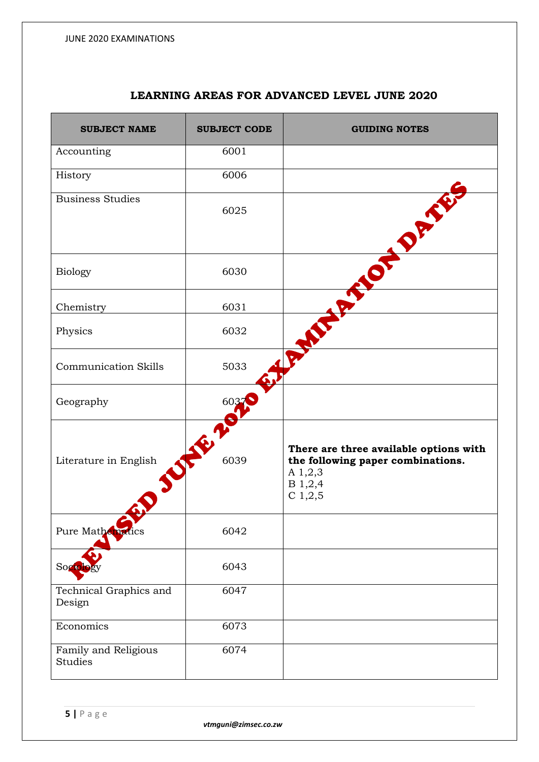## LEARNING AREAS FOR ADVANCED LEVEL JUNE 2020

REVISED JUNE 2020 EXAMINATION DATES

| SUBJECT NAME | SUBJECT CODE | GUIDING NOTES |
|---|---|---|
| Accounting | 6001 | |
| History | 6006 | |
| Business Studies | 6025 | |
| Biology | 6030 | |
| Chemistry | 6031 | |
| Physics | 6032 | |
| Communication Skills | 5033 | |
| Geography | 6037 | |
| Literature in English | 6039 | **There are three available options with the following paper combinations.** A 1,2,3 B 1,2,4 C 1,2,5 |
| Pure Mathematics | 6042 | |
| Sociology | 6043 | |
| Technical Graphics and Design | 6047 | |
| Economics | 6073 | |
| Family and Religious Studies | 6074 | |

*vtmguni@zimsec.co.zw*